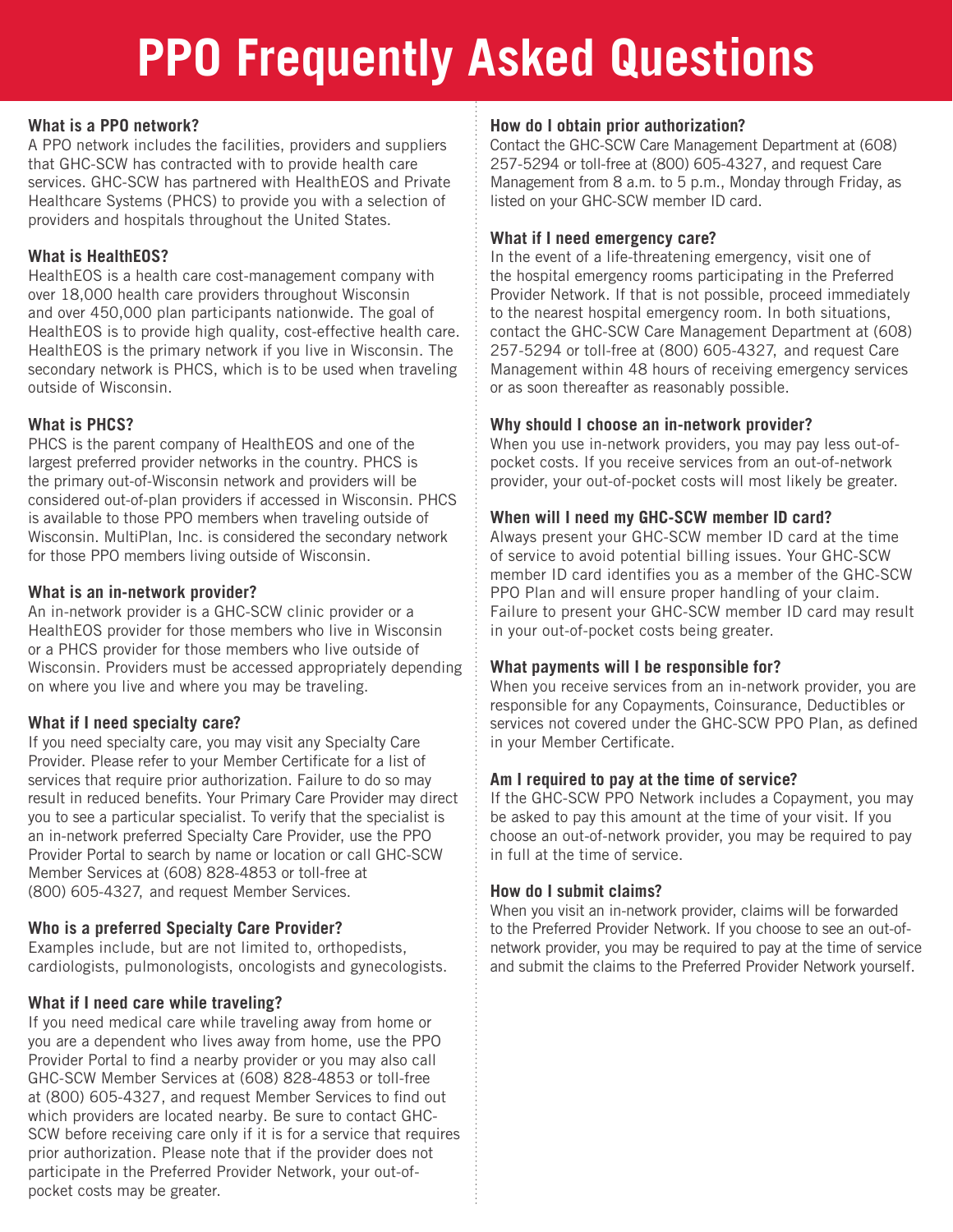# PPO Frequently Asked Questions

### What is a PPO network?

A PPO network includes the facilities, providers and suppliers that GHC-SCW has contracted with to provide health care services. GHC-SCW has partnered with HealthEOS and Private Healthcare Systems (PHCS) to provide you with a selection of providers and hospitals throughout the United States.

### What is HealthEOS?

HealthEOS is a health care cost-management company with over 18,000 health care providers throughout Wisconsin and over 450,000 plan participants nationwide. The goal of HealthEOS is to provide high quality, cost-effective health care. HealthEOS is the primary network if you live in Wisconsin. The secondary network is PHCS, which is to be used when traveling outside of Wisconsin.

### What is PHCS?

PHCS is the parent company of HealthEOS and one of the largest preferred provider networks in the country. PHCS is the primary out-of-Wisconsin network and providers will be considered out-of-plan providers if accessed in Wisconsin. PHCS is available to those PPO members when traveling outside of Wisconsin. MultiPlan, Inc. is considered the secondary network for those PPO members living outside of Wisconsin.

### What is an in-network provider?

An in-network provider is a GHC-SCW clinic provider or a HealthEOS provider for those members who live in Wisconsin or a PHCS provider for those members who live outside of Wisconsin. Providers must be accessed appropriately depending on where you live and where you may be traveling.

### What if I need specialty care?

If you need specialty care, you may visit any Specialty Care Provider. Please refer to your Member Certificate for a list of services that require prior authorization. Failure to do so may result in reduced benefits. Your Primary Care Provider may direct you to see a particular specialist. To verify that the specialist is an in-network preferred Specialty Care Provider, use the PPO Provider Portal to search by name or location or call GHC-SCW Member Services at (608) 828-4853 or toll-free at (800) 605-4327, and request Member Services.

### Who is a preferred Specialty Care Provider?

Examples include, but are not limited to, orthopedists, cardiologists, pulmonologists, oncologists and gynecologists.

### What if I need care while traveling?

If you need medical care while traveling away from home or you are a dependent who lives away from home, use the PPO Provider Portal to find a nearby provider or you may also call GHC-SCW Member Services at (608) 828-4853 or toll-free at (800) 605-4327, and request Member Services to find out which providers are located nearby. Be sure to contact GHC-SCW before receiving care only if it is for a service that requires prior authorization. Please note that if the provider does not participate in the Preferred Provider Network, your out-of-pocket costs may be greater.

### How do I obtain prior authorization?

Contact the GHC-SCW Care Management Department at (608) 257-5294 or toll-free at (800) 605-4327, and request Care Management from 8 a.m. to 5 p.m., Monday through Friday, as listed on your GHC-SCW member ID card.

### What if I need emergency care?

In the event of a life-threatening emergency, visit one of the hospital emergency rooms participating in the Preferred Provider Network. If that is not possible, proceed immediately to the nearest hospital emergency room. In both situations, contact the GHC-SCW Care Management Department at (608) 257-5294 or toll-free at (800) 605-4327, and request Care Management within 48 hours of receiving emergency services or as soon thereafter as reasonably possible.

### Why should I choose an in-network provider?

When you use in-network providers, you may pay less out-of-pocket costs. If you receive services from an out-of-network provider, your out-of-pocket costs will most likely be greater.

### When will I need my GHC-SCW member ID card?

Always present your GHC-SCW member ID card at the time of service to avoid potential billing issues. Your GHC-SCW member ID card identifies you as a member of the GHC-SCW PPO Plan and will ensure proper handling of your claim. Failure to present your GHC-SCW member ID card may result in your out-of-pocket costs being greater.

### What payments will I be responsible for?

When you receive services from an in-network provider, you are responsible for any Copayments, Coinsurance, Deductibles or services not covered under the GHC-SCW PPO Plan, as defined in your Member Certificate.

### Am I required to pay at the time of service?

If the GHC-SCW PPO Network includes a Copayment, you may be asked to pay this amount at the time of your visit. If you choose an out-of-network provider, you may be required to pay in full at the time of service.

### How do I submit claims?

When you visit an in-network provider, claims will be forwarded to the Preferred Provider Network. If you choose to see an out-of-network provider, you may be required to pay at the time of service and submit the claims to the Preferred Provider Network yourself.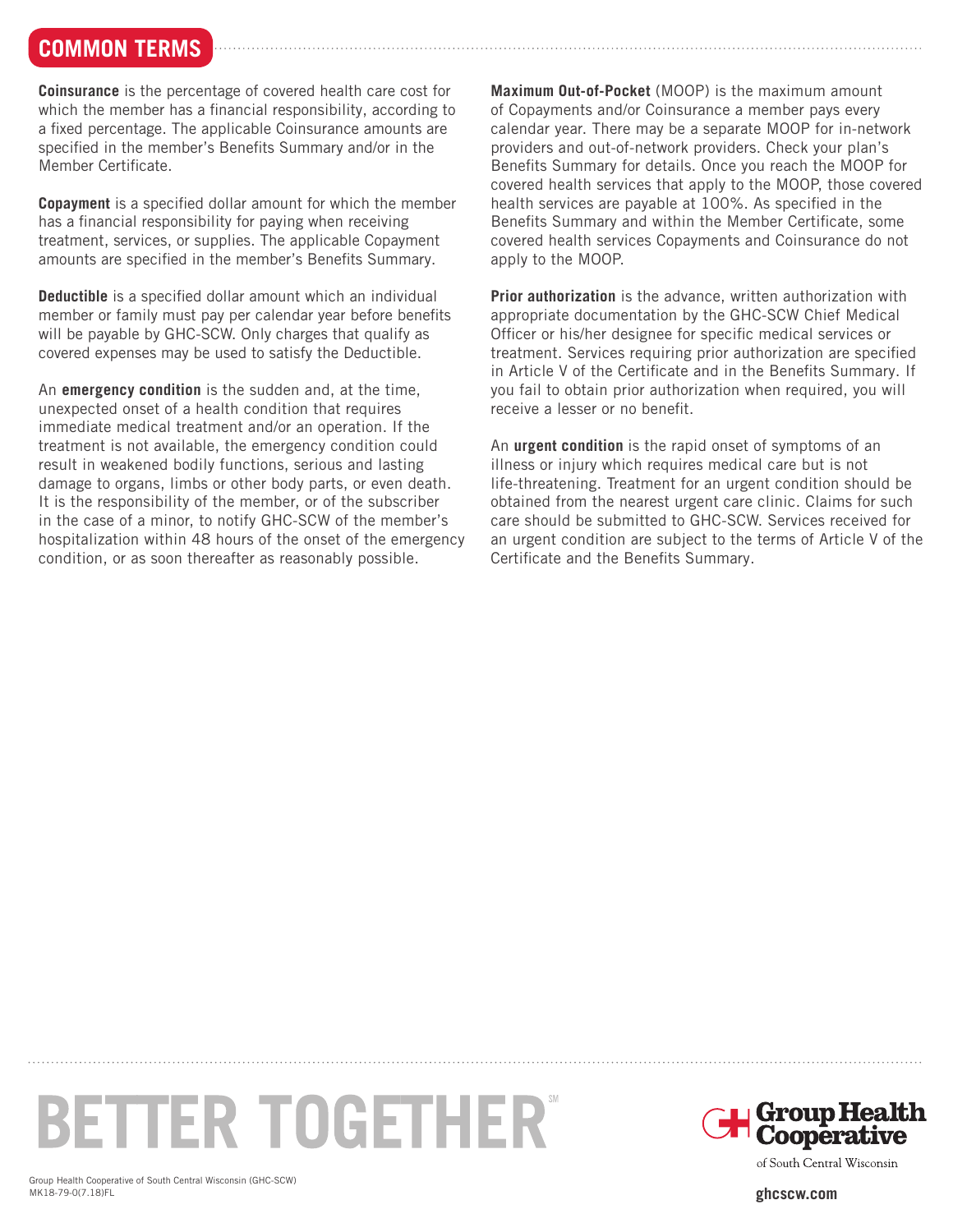## COMMON TERMS

**Coinsurance** is the percentage of covered health care cost for which the member has a financial responsibility, according to a fixed percentage. The applicable Coinsurance amounts are specified in the member's Benefits Summary and/or in the Member Certificate.

**Copayment** is a specified dollar amount for which the member has a financial responsibility for paying when receiving treatment, services, or supplies. The applicable Copayment amounts are specified in the member's Benefits Summary.

**Deductible** is a specified dollar amount which an individual member or family must pay per calendar year before benefits will be payable by GHC-SCW. Only charges that qualify as covered expenses may be used to satisfy the Deductible.

An **emergency condition** is the sudden and, at the time, unexpected onset of a health condition that requires immediate medical treatment and/or an operation. If the treatment is not available, the emergency condition could result in weakened bodily functions, serious and lasting damage to organs, limbs or other body parts, or even death. It is the responsibility of the member, or of the subscriber in the case of a minor, to notify GHC-SCW of the member's hospitalization within 48 hours of the onset of the emergency condition, or as soon thereafter as reasonably possible.

**Maximum Out-of-Pocket** (MOOP) is the maximum amount of Copayments and/or Coinsurance a member pays every calendar year. There may be a separate MOOP for in-network providers and out-of-network providers. Check your plan's Benefits Summary for details. Once you reach the MOOP for covered health services that apply to the MOOP, those covered health services are payable at 100%. As specified in the Benefits Summary and within the Member Certificate, some covered health services Copayments and Coinsurance do not apply to the MOOP.

**Prior authorization** is the advance, written authorization with appropriate documentation by the GHC-SCW Chief Medical Officer or his/her designee for specific medical services or treatment. Services requiring prior authorization are specified in Article V of the Certificate and in the Benefits Summary. If you fail to obtain prior authorization when required, you will receive a lesser or no benefit.

An **urgent condition** is the rapid onset of symptoms of an illness or injury which requires medical care but is not life-threatening. Treatment for an urgent condition should be obtained from the nearest urgent care clinic. Claims for such care should be submitted to GHC-SCW. Services received for an urgent condition are subject to the terms of Article V of the Certificate and the Benefits Summary.

BETTER TOGETHER℠

Group Health Cooperative of South Central Wisconsin

Group Health Cooperative of South Central Wisconsin (GHC-SCW)
MK18-79-0(7.18)FL

ghcscw.com